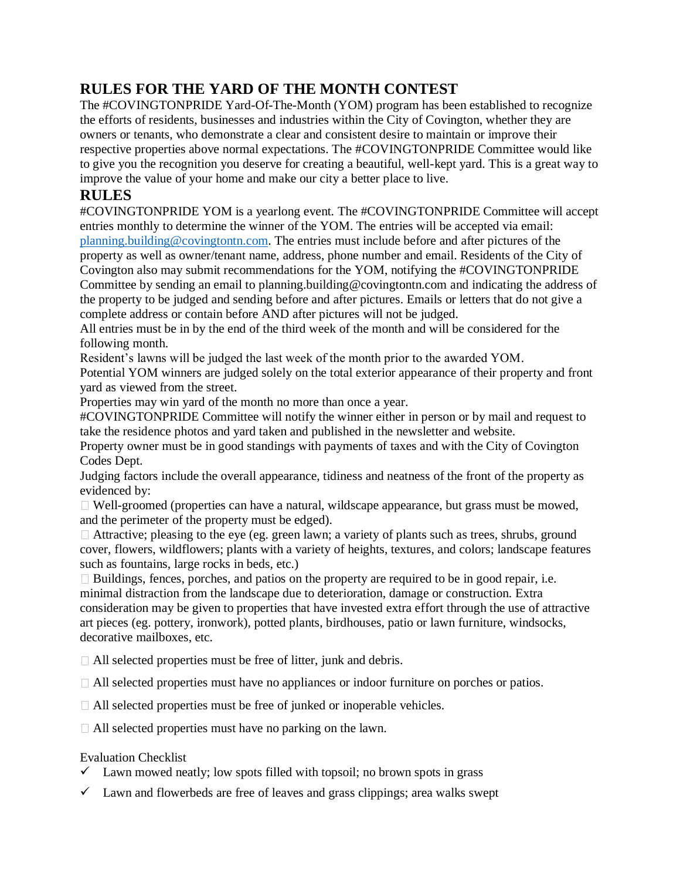# RULES FOR THE YARD OF THE MONTH CONTEST

The #COVINGTONPRIDE Yard-Of-The-Month (YOM) program has been established to recognize the efforts of residents, businesses and industries within the City of Covington, whether they are owners or tenants, who demonstrate a clear and consistent desire to maintain or improve their respective properties above normal expectations. The #COVINGTONPRIDE Committee would like to give you the recognition you deserve for creating a beautiful, well-kept yard. This is a great way to improve the value of your home and make our city a better place to live.

# RULES

#COVINGTONPRIDE YOM is a yearlong event. The #COVINGTONPRIDE Committee will accept entries monthly to determine the winner of the YOM. The entries will be accepted via email: [planning.building@covingtontn.com](mailto:planning.building@covingtontn.com). The entries must include before and after pictures of the property as well as owner/tenant name, address, phone number and email. Residents of the City of Covington also may submit recommendations for the YOM, notifying the #COVINGTONPRIDE Committee by sending an email to planning.building@covingtontn.com and indicating the address of the property to be judged and sending before and after pictures. Emails or letters that do not give a complete address or contain before AND after pictures will not be judged.

All entries must be in by the end of the third week of the month and will be considered for the following month.

Resident's lawns will be judged the last week of the month prior to the awarded YOM.

Potential YOM winners are judged solely on the total exterior appearance of their property and front yard as viewed from the street.

Properties may win yard of the month no more than once a year.

#COVINGTONPRIDE Committee will notify the winner either in person or by mail and request to take the residence photos and yard taken and published in the newsletter and website.

Property owner must be in good standings with payments of taxes and with the City of Covington Codes Dept.

Judging factors include the overall appearance, tidiness and neatness of the front of the property as evidenced by:

- Well-groomed (properties can have a natural, wildscape appearance, but grass must be mowed, and the perimeter of the property must be edged).
- Attractive; pleasing to the eye (eg. green lawn; a variety of plants such as trees, shrubs, ground cover, flowers, wildflowers; plants with a variety of heights, textures, and colors; landscape features such as fountains, large rocks in beds, etc.)
- Buildings, fences, porches, and patios on the property are required to be in good repair, i.e. minimal distraction from the landscape due to deterioration, damage or construction. Extra consideration may be given to properties that have invested extra effort through the use of attractive art pieces (eg. pottery, ironwork), potted plants, birdhouses, patio or lawn furniture, windsocks, decorative mailboxes, etc.

- All selected properties must be free of litter, junk and debris.
- All selected properties must have no appliances or indoor furniture on porches or patios.
- All selected properties must be free of junked or inoperable vehicles.
- All selected properties must have no parking on the lawn.

Evaluation Checklist

- ✓ Lawn mowed neatly; low spots filled with topsoil; no brown spots in grass
- ✓ Lawn and flowerbeds are free of leaves and grass clippings; area walks swept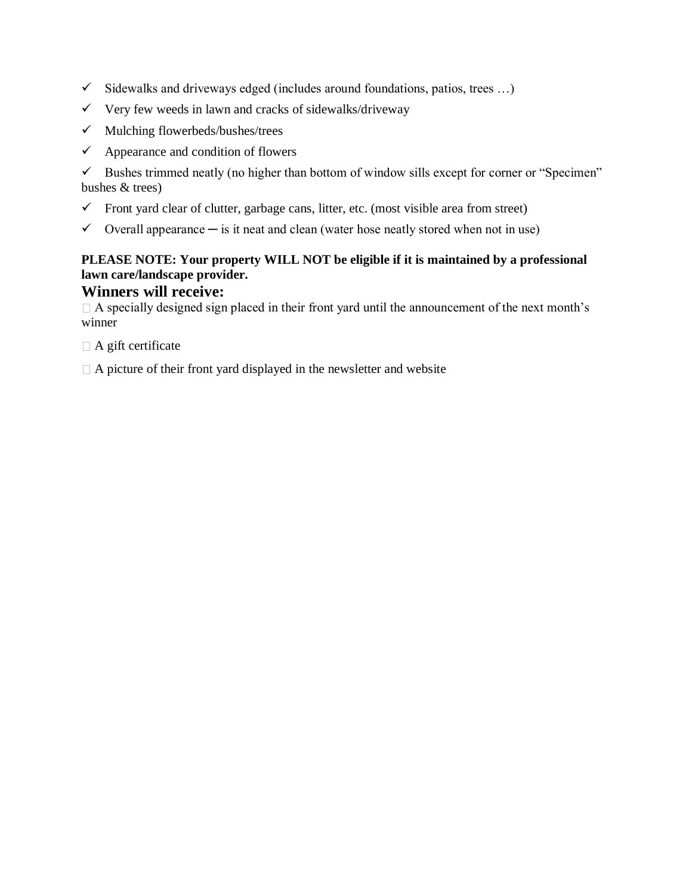- ✓ Sidewalks and driveways edged (includes around foundations, patios, trees …)
- ✓ Very few weeds in lawn and cracks of sidewalks/driveway
- ✓ Mulching flowerbeds/bushes/trees
- ✓ Appearance and condition of flowers
- ✓ Bushes trimmed neatly (no higher than bottom of window sills except for corner or "Specimen" bushes & trees)
- ✓ Front yard clear of clutter, garbage cans, litter, etc. (most visible area from street)
- ✓ Overall appearance ─ is it neat and clean (water hose neatly stored when not in use)

**PLEASE NOTE: Your property WILL NOT be eligible if it is maintained by a professional lawn care/landscape provider.**

## Winners will receive:

- A specially designed sign placed in their front yard until the announcement of the next month's winner
- A gift certificate
- A picture of their front yard displayed in the newsletter and website